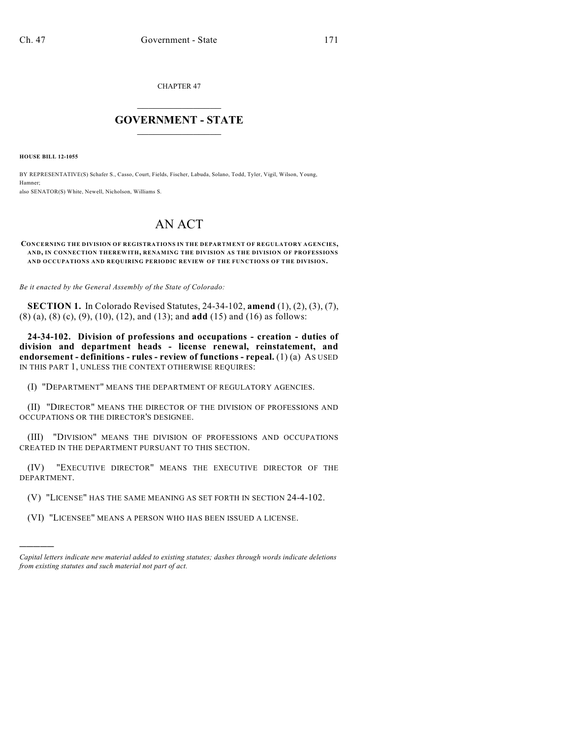CHAPTER 47

# GOVERNMENT - STATE

**HOUSE BILL 12-1055**

BY REPRESENTATIVE(S) Schafer S., Casso, Court, Fields, Fischer, Labuda, Solano, Todd, Tyler, Vigil, Wilson, Young, Hamner;
also SENATOR(S) White, Newell, Nicholson, Williams S.

# AN ACT

**CONCERNING THE DIVISION OF REGISTRATIONS IN THE DEPARTMENT OF REGULATORY AGENCIES, AND, IN CONNECTION THEREWITH, RENAMING THE DIVISION AS THE DIVISION OF PROFESSIONS AND OCCUPATIONS AND REQUIRING PERIODIC REVIEW OF THE FUNCTIONS OF THE DIVISION.**

*Be it enacted by the General Assembly of the State of Colorado:*

**SECTION 1.** In Colorado Revised Statutes, 24-34-102, **amend** (1), (2), (3), (7), (8) (a), (8) (c), (9), (10), (12), and (13); and **add** (15) and (16) as follows:

**24-34-102. Division of professions and occupations - creation - duties of division and department heads - license renewal, reinstatement, and endorsement - definitions - rules - review of functions - repeal.** (1) (a) AS USED IN THIS PART 1, UNLESS THE CONTEXT OTHERWISE REQUIRES:

(I) "DEPARTMENT" MEANS THE DEPARTMENT OF REGULATORY AGENCIES.

(II) "DIRECTOR" MEANS THE DIRECTOR OF THE DIVISION OF PROFESSIONS AND OCCUPATIONS OR THE DIRECTOR'S DESIGNEE.

(III) "DIVISION" MEANS THE DIVISION OF PROFESSIONS AND OCCUPATIONS CREATED IN THE DEPARTMENT PURSUANT TO THIS SECTION.

(IV) "EXECUTIVE DIRECTOR" MEANS THE EXECUTIVE DIRECTOR OF THE DEPARTMENT.

(V) "LICENSE" HAS THE SAME MEANING AS SET FORTH IN SECTION 24-4-102.

(VI) "LICENSEE" MEANS A PERSON WHO HAS BEEN ISSUED A LICENSE.

---

*Capital letters indicate new material added to existing statutes; dashes through words indicate deletions from existing statutes and such material not part of act.*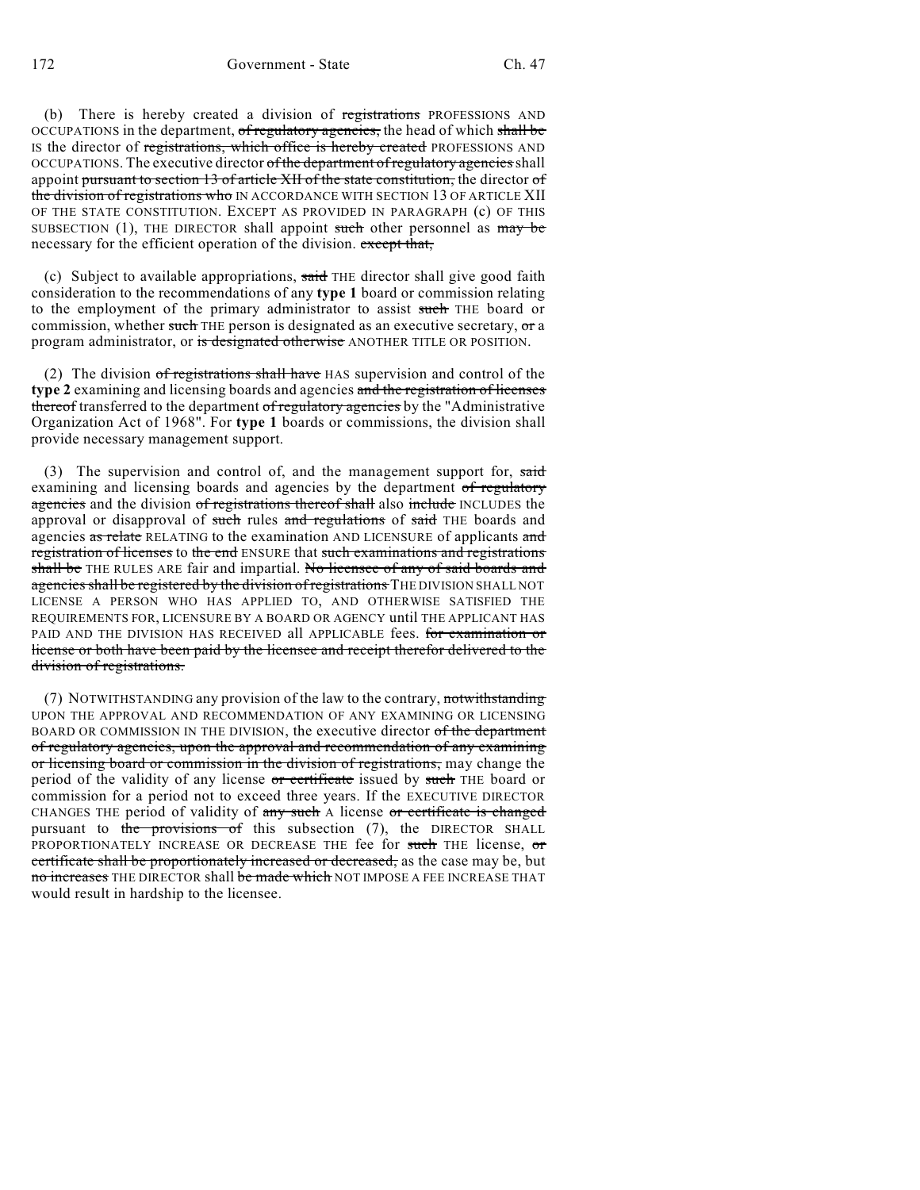(b) There is hereby created a division of ~~registrations~~ PROFESSIONS AND OCCUPATIONS in the department, ~~of regulatory agencies,~~ the head of which ~~shall be~~ IS the director of ~~registrations, which office is hereby created~~ PROFESSIONS AND OCCUPATIONS. The executive director ~~of the department of regulatory agencies~~ shall appoint ~~pursuant to section 13 of article XII of the state constitution,~~ the director ~~of the division of registrations who~~ IN ACCORDANCE WITH SECTION 13 OF ARTICLE XII OF THE STATE CONSTITUTION. EXCEPT AS PROVIDED IN PARAGRAPH (c) OF THIS SUBSECTION (1), THE DIRECTOR shall appoint ~~such~~ other personnel as ~~may be~~ necessary for the efficient operation of the division. ~~except that,~~

(c) Subject to available appropriations, ~~said~~ THE director shall give good faith consideration to the recommendations of any **type 1** board or commission relating to the employment of the primary administrator to assist ~~such~~ THE board or commission, whether ~~such~~ THE person is designated as an executive secretary, ~~or~~ a program administrator, or ~~is designated otherwise~~ ANOTHER TITLE OR POSITION.

(2) The division ~~of registrations shall have~~ HAS supervision and control of the **type 2** examining and licensing boards and agencies ~~and the registration of licenses thereof~~ transferred to the department ~~of regulatory agencies~~ by the "Administrative Organization Act of 1968". For **type 1** boards or commissions, the division shall provide necessary management support.

(3) The supervision and control of, and the management support for, ~~said~~ examining and licensing boards and agencies by the department ~~of regulatory agencies~~ and the division ~~of registrations thereof shall~~ also ~~include~~ INCLUDES the approval or disapproval of ~~such~~ rules ~~and regulations~~ of ~~said~~ THE boards and agencies ~~as relate~~ RELATING to the examination AND LICENSURE of applicants ~~and registration of licenses~~ to ~~the end~~ ENSURE that ~~such examinations and registrations shall be~~ THE RULES ARE fair and impartial. ~~No licensee of any of said boards and agencies shall be registered by the division of registrations~~ THE DIVISION SHALL NOT LICENSE A PERSON WHO HAS APPLIED TO, AND OTHERWISE SATISFIED THE REQUIREMENTS FOR, LICENSURE BY A BOARD OR AGENCY until THE APPLICANT HAS PAID AND THE DIVISION HAS RECEIVED all APPLICABLE fees. ~~for examination or license or both have been paid by the licensee and receipt therefor delivered to the division of registrations.~~

(7) NOTWITHSTANDING any provision of the law to the contrary, ~~notwithstanding~~ UPON THE APPROVAL AND RECOMMENDATION OF ANY EXAMINING OR LICENSING BOARD OR COMMISSION IN THE DIVISION, the executive director ~~of the department of regulatory agencies, upon the approval and recommendation of any examining or licensing board or commission in the division of registrations,~~ may change the period of the validity of any license ~~or certificate~~ issued by ~~such~~ THE board or commission for a period not to exceed three years. If the EXECUTIVE DIRECTOR CHANGES THE period of validity of ~~any such~~ A license ~~or certificate is changed~~ pursuant to ~~the provisions of~~ this subsection (7), the DIRECTOR SHALL PROPORTIONATELY INCREASE OR DECREASE THE fee for ~~such~~ THE license, ~~or certificate shall be proportionately increased or decreased,~~ as the case may be, but ~~no increases~~ THE DIRECTOR shall ~~be made which~~ NOT IMPOSE A FEE INCREASE THAT would result in hardship to the licensee.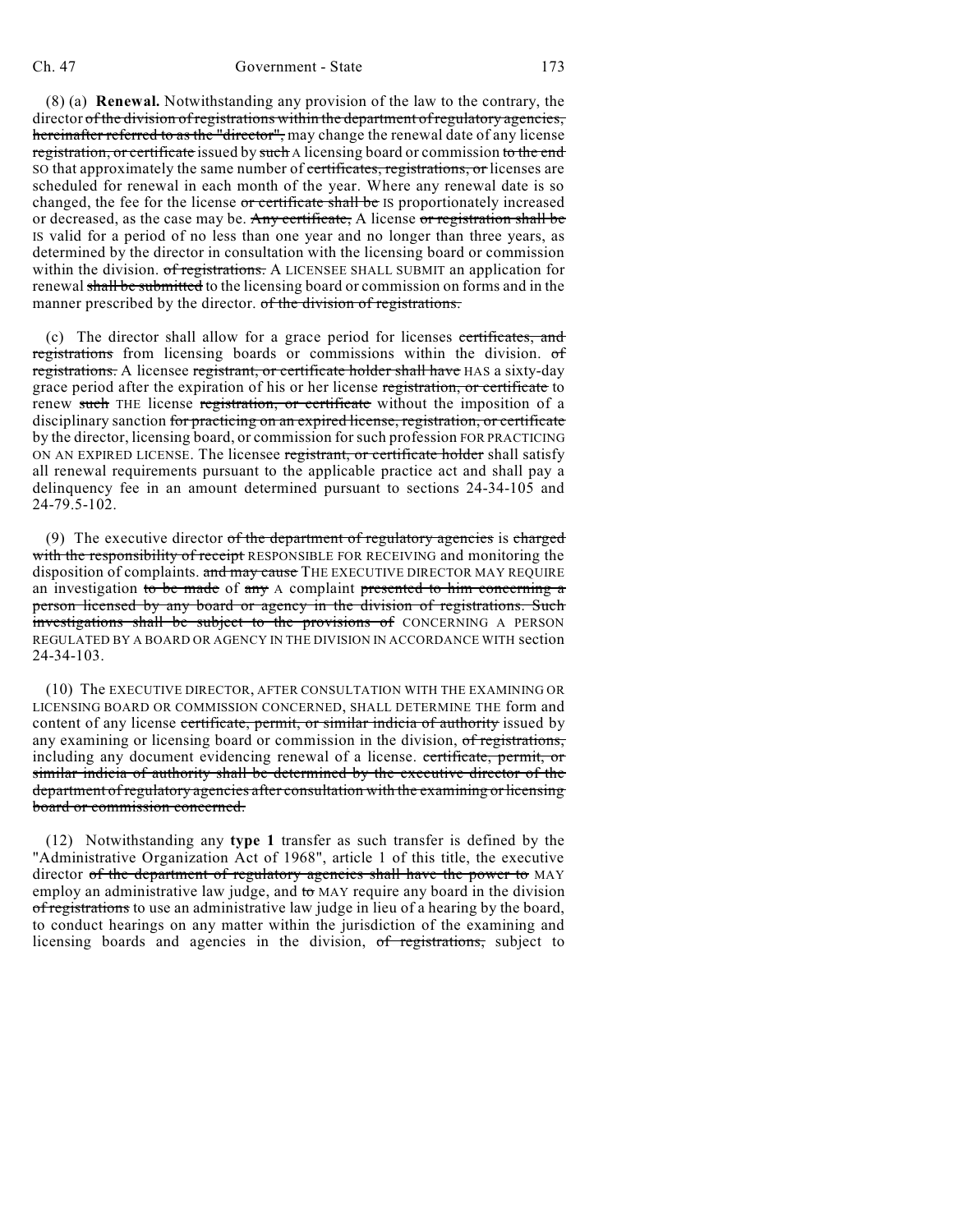(8) (a) **Renewal.** Notwithstanding any provision of the law to the contrary, the director ~~of the division of registrations within the department of regulatory agencies, hereinafter referred to as the "director",~~ may change the renewal date of any license ~~registration, or certificate~~ issued by ~~such~~ A licensing board or commission ~~to the end~~ SO that approximately the same number of ~~certificates, registrations, or~~ licenses are scheduled for renewal in each month of the year. Where any renewal date is so changed, the fee for the license ~~or certificate shall be~~ IS proportionately increased or decreased, as the case may be. ~~Any certificate,~~ A license ~~or registration shall be~~ IS valid for a period of no less than one year and no longer than three years, as determined by the director in consultation with the licensing board or commission within the division. ~~of registrations.~~ A LICENSEE SHALL SUBMIT an application for renewal ~~shall be submitted~~ to the licensing board or commission on forms and in the manner prescribed by the director. ~~of the division of registrations.~~

(c) The director shall allow for a grace period for licenses ~~certificates, and registrations~~ from licensing boards or commissions within the division. ~~of registrations.~~ A licensee ~~registrant, or certificate holder shall have~~ HAS a sixty-day grace period after the expiration of his or her license ~~registration, or certificate~~ to renew ~~such~~ THE license ~~registration, or certificate~~ without the imposition of a disciplinary sanction ~~for practicing on an expired license, registration, or certificate by the director, licensing board, or commission for such profession~~ FOR PRACTICING ON AN EXPIRED LICENSE. The licensee ~~registrant, or certificate holder~~ shall satisfy all renewal requirements pursuant to the applicable practice act and shall pay a delinquency fee in an amount determined pursuant to sections 24-34-105 and 24-79.5-102.

(9) The executive director ~~of the department of regulatory agencies~~ is ~~charged with the responsibility of receipt~~ RESPONSIBLE FOR RECEIVING and monitoring the disposition of complaints. ~~and may cause~~ THE EXECUTIVE DIRECTOR MAY REQUIRE an investigation ~~to be made~~ of ~~any~~ A complaint ~~presented to him concerning a person licensed by any board or agency in the division of registrations. Such investigations shall be subject to the provisions of~~ CONCERNING A PERSON REGULATED BY A BOARD OR AGENCY IN THE DIVISION IN ACCORDANCE WITH section 24-34-103.

(10) The EXECUTIVE DIRECTOR, AFTER CONSULTATION WITH THE EXAMINING OR LICENSING BOARD OR COMMISSION CONCERNED, SHALL DETERMINE THE form and content of any license ~~certificate, permit, or similar indicia of authority~~ issued by any examining or licensing board or commission in the division, ~~of registrations,~~ including any document evidencing renewal of a license. ~~certificate, permit, or similar indicia of authority shall be determined by the executive director of the department of regulatory agencies after consultation with the examining or licensing board or commission concerned.~~

(12) Notwithstanding any **type 1** transfer as such transfer is defined by the "Administrative Organization Act of 1968", article 1 of this title, the executive director ~~of the department of regulatory agencies shall have the power to~~ MAY employ an administrative law judge, and ~~to~~ MAY require any board in the division ~~of registrations~~ to use an administrative law judge in lieu of a hearing by the board, to conduct hearings on any matter within the jurisdiction of the examining and licensing boards and agencies in the division, ~~of registrations,~~ subject to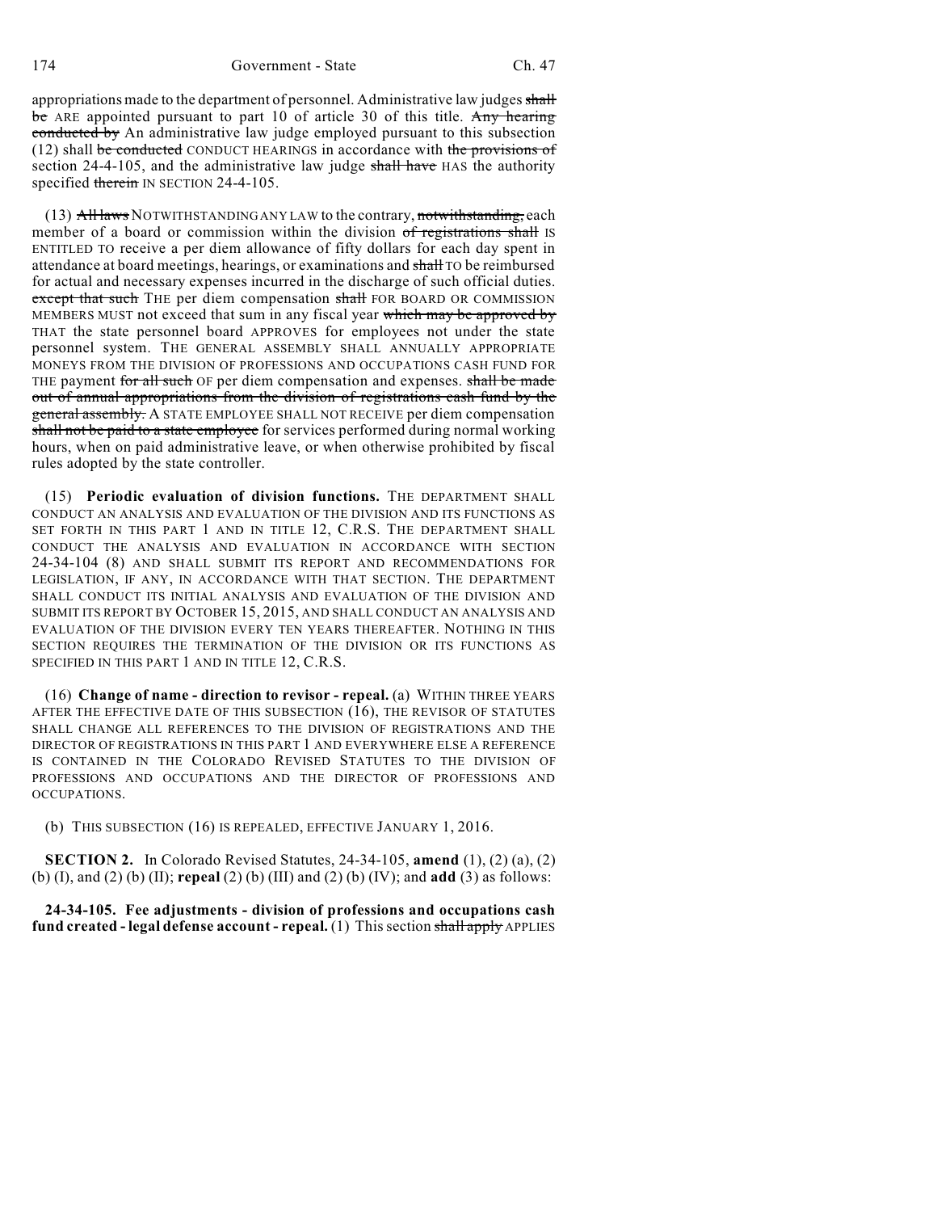appropriations made to the department of personnel. Administrative law judges ~~shall be~~ ARE appointed pursuant to part 10 of article 30 of this title. ~~Any hearing conducted by~~ An administrative law judge employed pursuant to this subsection (12) shall ~~be conducted~~ CONDUCT HEARINGS in accordance with ~~the provisions of~~ section 24-4-105, and the administrative law judge ~~shall have~~ HAS the authority specified ~~therein~~ IN SECTION 24-4-105.

(13) ~~All laws~~ NOTWITHSTANDING ANY LAW to the contrary, ~~notwithstanding,~~ each member of a board or commission within the division ~~of registrations shall~~ IS ENTITLED TO receive a per diem allowance of fifty dollars for each day spent in attendance at board meetings, hearings, or examinations and ~~shall~~ TO be reimbursed for actual and necessary expenses incurred in the discharge of such official duties. ~~except that such~~ THE per diem compensation ~~shall~~ FOR BOARD OR COMMISSION MEMBERS MUST not exceed that sum in any fiscal year ~~which may be approved by~~ THAT the state personnel board APPROVES for employees not under the state personnel system. THE GENERAL ASSEMBLY SHALL ANNUALLY APPROPRIATE MONEYS FROM THE DIVISION OF PROFESSIONS AND OCCUPATIONS CASH FUND FOR THE payment ~~for all such~~ OF per diem compensation and expenses. ~~shall be made out of annual appropriations from the division of registrations cash fund by the general assembly.~~ A STATE EMPLOYEE SHALL NOT RECEIVE per diem compensation ~~shall not be paid to a state employee~~ for services performed during normal working hours, when on paid administrative leave, or when otherwise prohibited by fiscal rules adopted by the state controller.

(15) **Periodic evaluation of division functions.** THE DEPARTMENT SHALL CONDUCT AN ANALYSIS AND EVALUATION OF THE DIVISION AND ITS FUNCTIONS AS SET FORTH IN THIS PART 1 AND IN TITLE 12, C.R.S. THE DEPARTMENT SHALL CONDUCT THE ANALYSIS AND EVALUATION IN ACCORDANCE WITH SECTION 24-34-104 (8) AND SHALL SUBMIT ITS REPORT AND RECOMMENDATIONS FOR LEGISLATION, IF ANY, IN ACCORDANCE WITH THAT SECTION. THE DEPARTMENT SHALL CONDUCT ITS INITIAL ANALYSIS AND EVALUATION OF THE DIVISION AND SUBMIT ITS REPORT BY OCTOBER 15, 2015, AND SHALL CONDUCT AN ANALYSIS AND EVALUATION OF THE DIVISION EVERY TEN YEARS THEREAFTER. NOTHING IN THIS SECTION REQUIRES THE TERMINATION OF THE DIVISION OR ITS FUNCTIONS AS SPECIFIED IN THIS PART 1 AND IN TITLE 12, C.R.S.

(16) **Change of name - direction to revisor - repeal.** (a) WITHIN THREE YEARS AFTER THE EFFECTIVE DATE OF THIS SUBSECTION (16), THE REVISOR OF STATUTES SHALL CHANGE ALL REFERENCES TO THE DIVISION OF REGISTRATIONS AND THE DIRECTOR OF REGISTRATIONS IN THIS PART 1 AND EVERYWHERE ELSE A REFERENCE IS CONTAINED IN THE COLORADO REVISED STATUTES TO THE DIVISION OF PROFESSIONS AND OCCUPATIONS AND THE DIRECTOR OF PROFESSIONS AND OCCUPATIONS.

(b) THIS SUBSECTION (16) IS REPEALED, EFFECTIVE JANUARY 1, 2016.

**SECTION 2.** In Colorado Revised Statutes, 24-34-105, **amend** (1), (2) (a), (2) (b) (I), and (2) (b) (II); **repeal** (2) (b) (III) and (2) (b) (IV); and **add** (3) as follows:

**24-34-105. Fee adjustments - division of professions and occupations cash fund created - legal defense account - repeal.** (1) This section ~~shall apply~~ APPLIES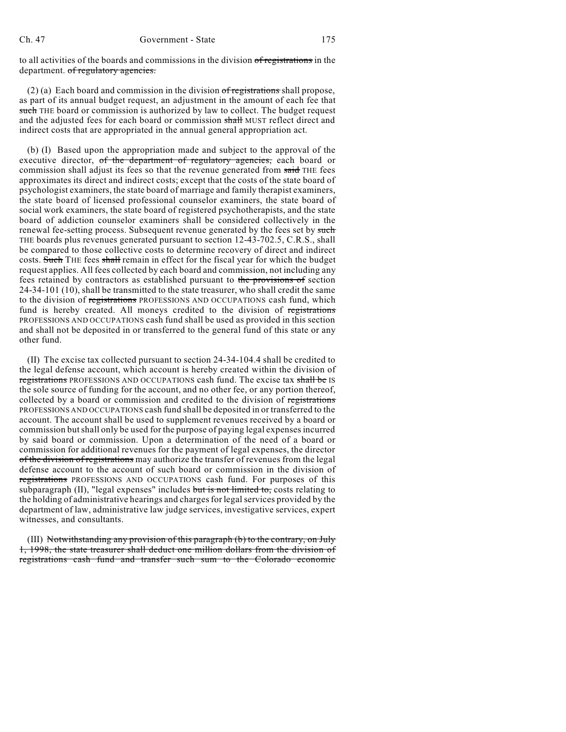to all activities of the boards and commissions in the division ~~of registrations~~ in the department. ~~of regulatory agencies.~~

(2) (a) Each board and commission in the division ~~of registrations~~ shall propose, as part of its annual budget request, an adjustment in the amount of each fee that ~~such~~ THE board or commission is authorized by law to collect. The budget request and the adjusted fees for each board or commission ~~shall~~ MUST reflect direct and indirect costs that are appropriated in the annual general appropriation act.

(b) (I) Based upon the appropriation made and subject to the approval of the executive director, ~~of the department of regulatory agencies,~~ each board or commission shall adjust its fees so that the revenue generated from ~~said~~ THE fees approximates its direct and indirect costs; except that the costs of the state board of psychologist examiners, the state board of marriage and family therapist examiners, the state board of licensed professional counselor examiners, the state board of social work examiners, the state board of registered psychotherapists, and the state board of addiction counselor examiners shall be considered collectively in the renewal fee-setting process. Subsequent revenue generated by the fees set by ~~such~~ THE boards plus revenues generated pursuant to section 12-43-702.5, C.R.S., shall be compared to those collective costs to determine recovery of direct and indirect costs. ~~Such~~ THE fees ~~shall~~ remain in effect for the fiscal year for which the budget request applies. All fees collected by each board and commission, not including any fees retained by contractors as established pursuant to ~~the provisions of~~ section 24-34-101 (10), shall be transmitted to the state treasurer, who shall credit the same to the division of ~~registrations~~ PROFESSIONS AND OCCUPATIONS cash fund, which fund is hereby created. All moneys credited to the division of ~~registrations~~ PROFESSIONS AND OCCUPATIONS cash fund shall be used as provided in this section and shall not be deposited in or transferred to the general fund of this state or any other fund.

(II) The excise tax collected pursuant to section 24-34-104.4 shall be credited to the legal defense account, which account is hereby created within the division of ~~registrations~~ PROFESSIONS AND OCCUPATIONS cash fund. The excise tax ~~shall be~~ IS the sole source of funding for the account, and no other fee, or any portion thereof, collected by a board or commission and credited to the division of ~~registrations~~ PROFESSIONS AND OCCUPATIONS cash fund shall be deposited in or transferred to the account. The account shall be used to supplement revenues received by a board or commission but shall only be used for the purpose of paying legal expenses incurred by said board or commission. Upon a determination of the need of a board or commission for additional revenues for the payment of legal expenses, the director ~~of the division of registrations~~ may authorize the transfer of revenues from the legal defense account to the account of such board or commission in the division of ~~registrations~~ PROFESSIONS AND OCCUPATIONS cash fund. For purposes of this subparagraph (II), "legal expenses" includes ~~but is not limited to,~~ costs relating to the holding of administrative hearings and charges for legal services provided by the department of law, administrative law judge services, investigative services, expert witnesses, and consultants.

(III) ~~Notwithstanding any provision of this paragraph (b) to the contrary, on July 1, 1998, the state treasurer shall deduct one million dollars from the division of registrations cash fund and transfer such sum to the Colorado economic~~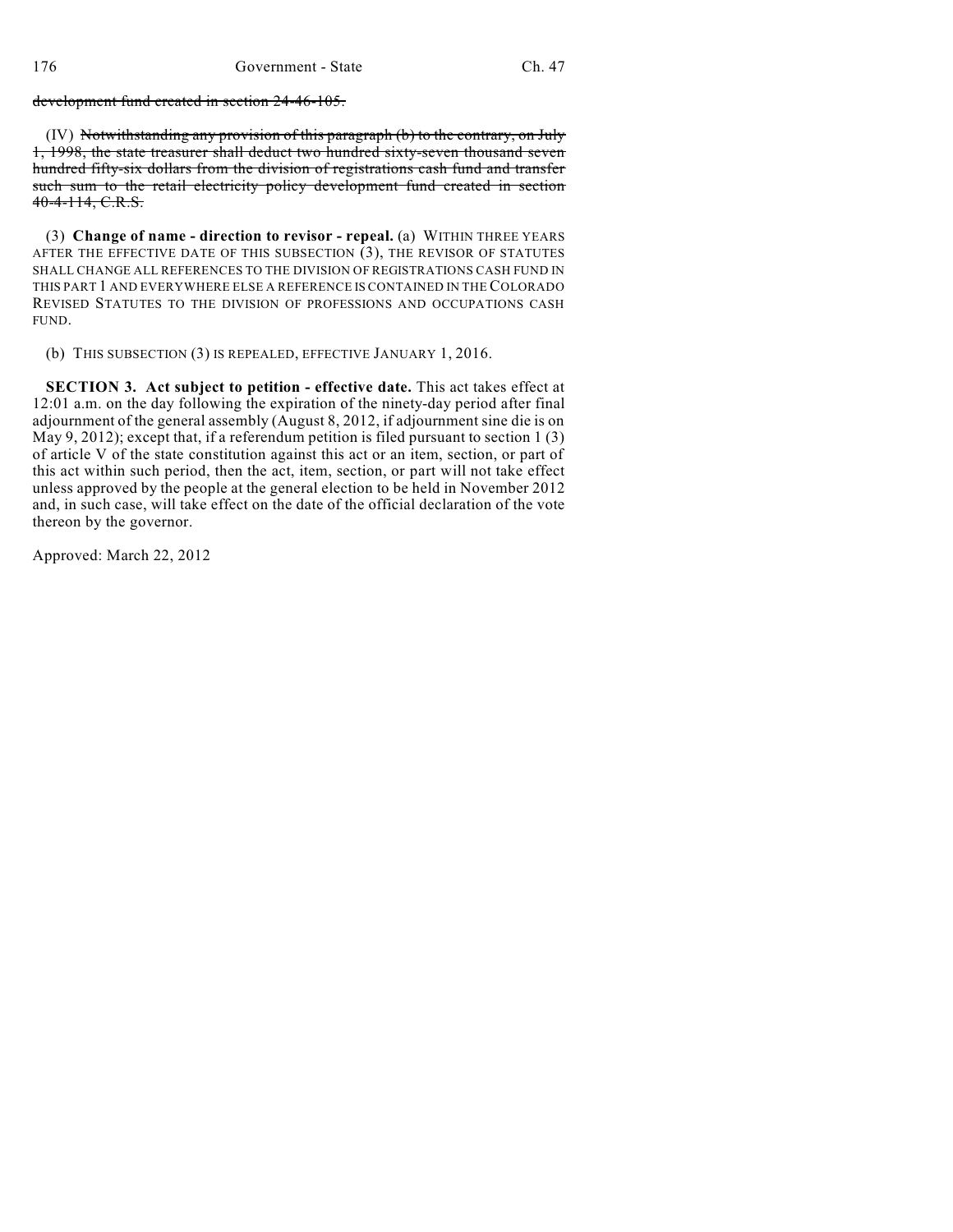~~development fund created in section 24-46-105.~~

(IV) ~~Notwithstanding any provision of this paragraph (b) to the contrary, on July 1, 1998, the state treasurer shall deduct two hundred sixty-seven thousand seven hundred fifty-six dollars from the division of registrations cash fund and transfer such sum to the retail electricity policy development fund created in section 40-4-114, C.R.S.~~

(3) **Change of name - direction to revisor - repeal.** (a) WITHIN THREE YEARS AFTER THE EFFECTIVE DATE OF THIS SUBSECTION (3), THE REVISOR OF STATUTES SHALL CHANGE ALL REFERENCES TO THE DIVISION OF REGISTRATIONS CASH FUND IN THIS PART 1 AND EVERYWHERE ELSE A REFERENCE IS CONTAINED IN THE COLORADO REVISED STATUTES TO THE DIVISION OF PROFESSIONS AND OCCUPATIONS CASH FUND.

(b) THIS SUBSECTION (3) IS REPEALED, EFFECTIVE JANUARY 1, 2016.

**SECTION 3. Act subject to petition - effective date.** This act takes effect at 12:01 a.m. on the day following the expiration of the ninety-day period after final adjournment of the general assembly (August 8, 2012, if adjournment sine die is on May 9, 2012); except that, if a referendum petition is filed pursuant to section 1 (3) of article V of the state constitution against this act or an item, section, or part of this act within such period, then the act, item, section, or part will not take effect unless approved by the people at the general election to be held in November 2012 and, in such case, will take effect on the date of the official declaration of the vote thereon by the governor.

Approved: March 22, 2012